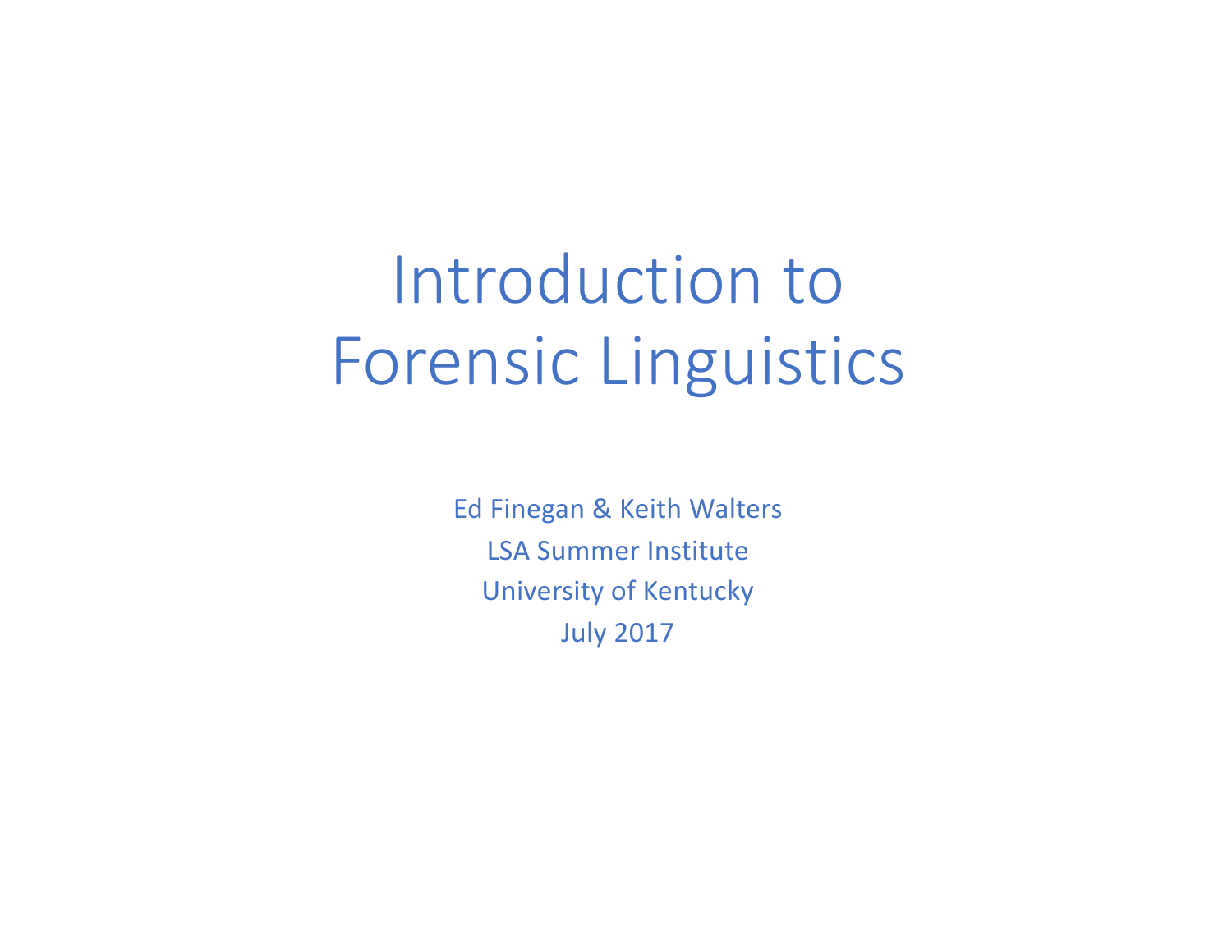# Introduction to Forensic Linguistics

Ed Finegan & Keith Walters

LSA Summer Institute

University of Kentucky

July 2017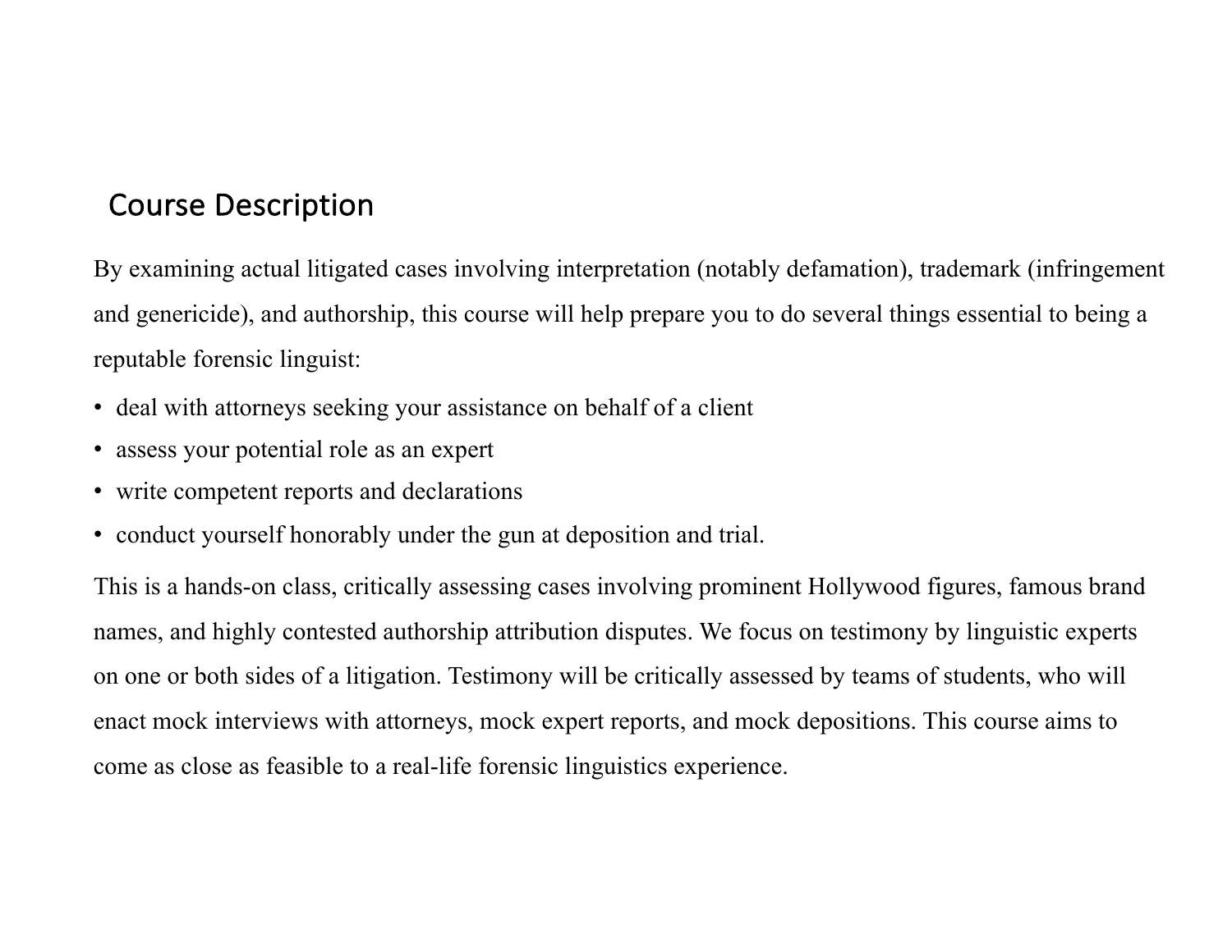## Course Description

By examining actual litigated cases involving interpretation (notably defamation), trademark (infringement and genericide), and authorship, this course will help prepare you to do several things essential to being a reputable forensic linguist:

- deal with attorneys seeking your assistance on behalf of a client
- assess your potential role as an expert
- write competent reports and declarations
- conduct yourself honorably under the gun at deposition and trial.

This is a hands-on class, critically assessing cases involving prominent Hollywood figures, famous brand names, and highly contested authorship attribution disputes. We focus on testimony by linguistic experts on one or both sides of a litigation. Testimony will be critically assessed by teams of students, who will enact mock interviews with attorneys, mock expert reports, and mock depositions. This course aims to come as close as feasible to a real-life forensic linguistics experience.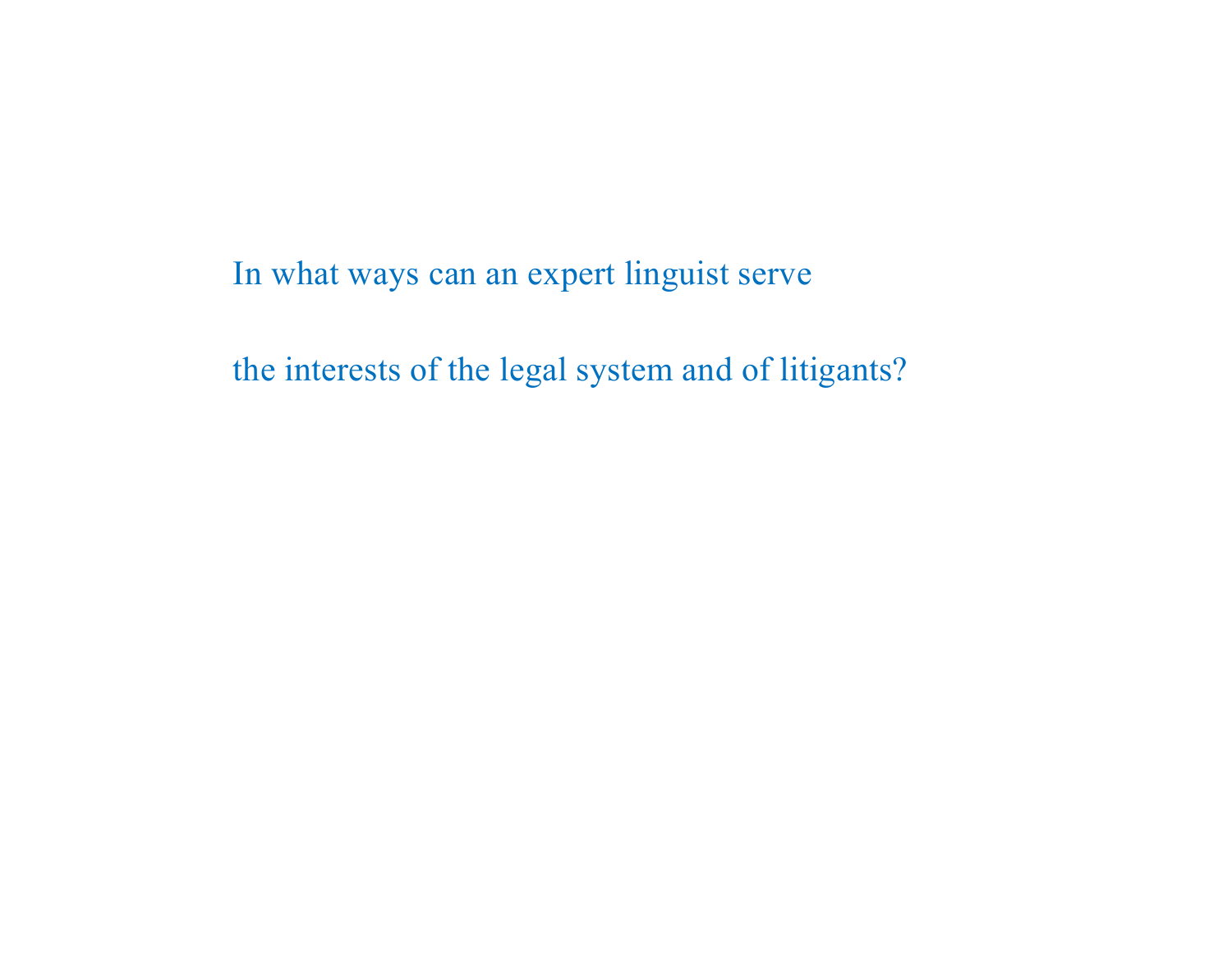In what ways can an expert linguist serve

the interests of the legal system and of litigants?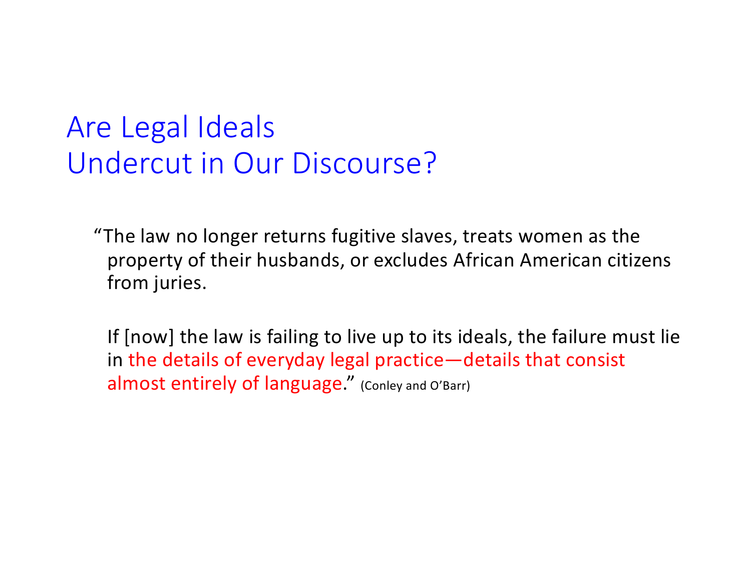# Are Legal Ideals Undercut in Our Discourse?

> "The law no longer returns fugitive slaves, treats women as the property of their husbands, or excludes African American citizens from juries.
>
> If [now] the law is failing to live up to its ideals, the failure must lie in the details of everyday legal practice—details that consist almost entirely of language." (Conley and O'Barr)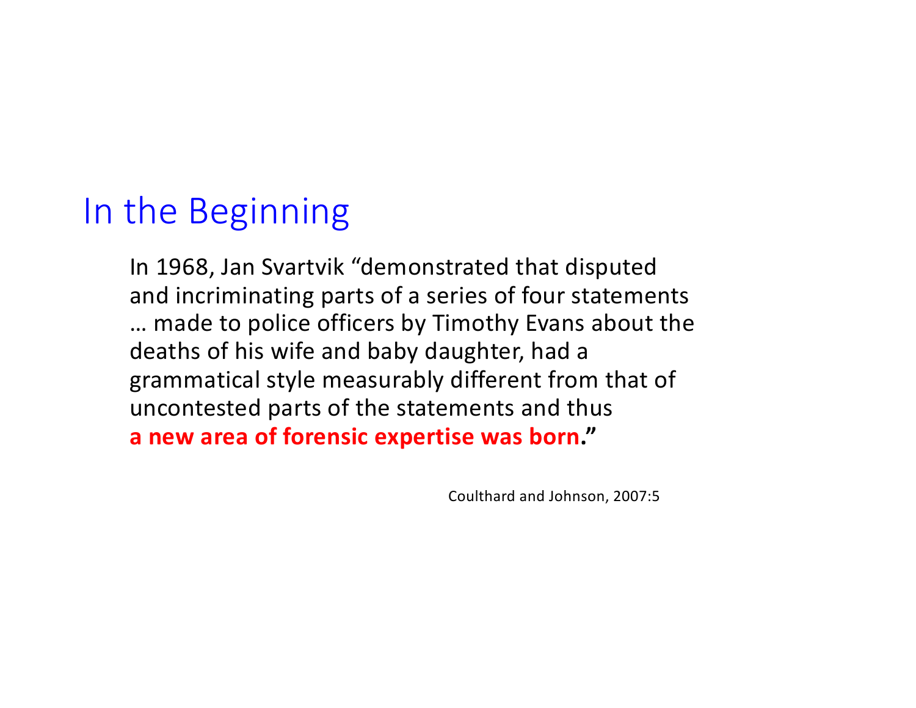# In the Beginning

In 1968, Jan Svartvik "demonstrated that disputed and incriminating parts of a series of four statements … made to police officers by Timothy Evans about the deaths of his wife and baby daughter, had a grammatical style measurably different from that of uncontested parts of the statements and thus **a new area of forensic expertise was born**."

Coulthard and Johnson, 2007:5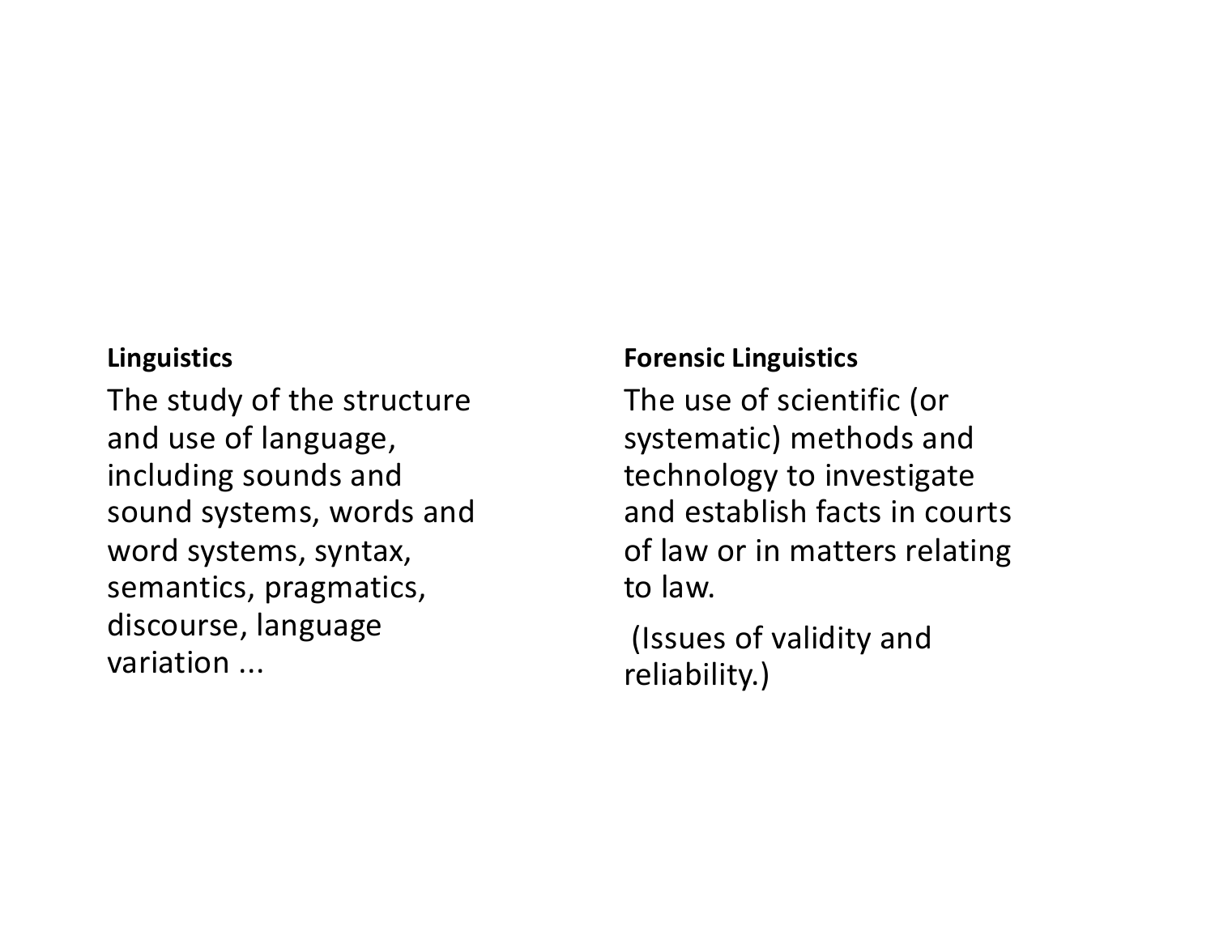**Linguistics**

The study of the structure and use of language, including sounds and sound systems, words and word systems, syntax, semantics, pragmatics, discourse, language variation ...

**Forensic Linguistics**

The use of scientific (or systematic) methods and technology to investigate and establish facts in courts of law or in matters relating to law.

(Issues of validity and reliability.)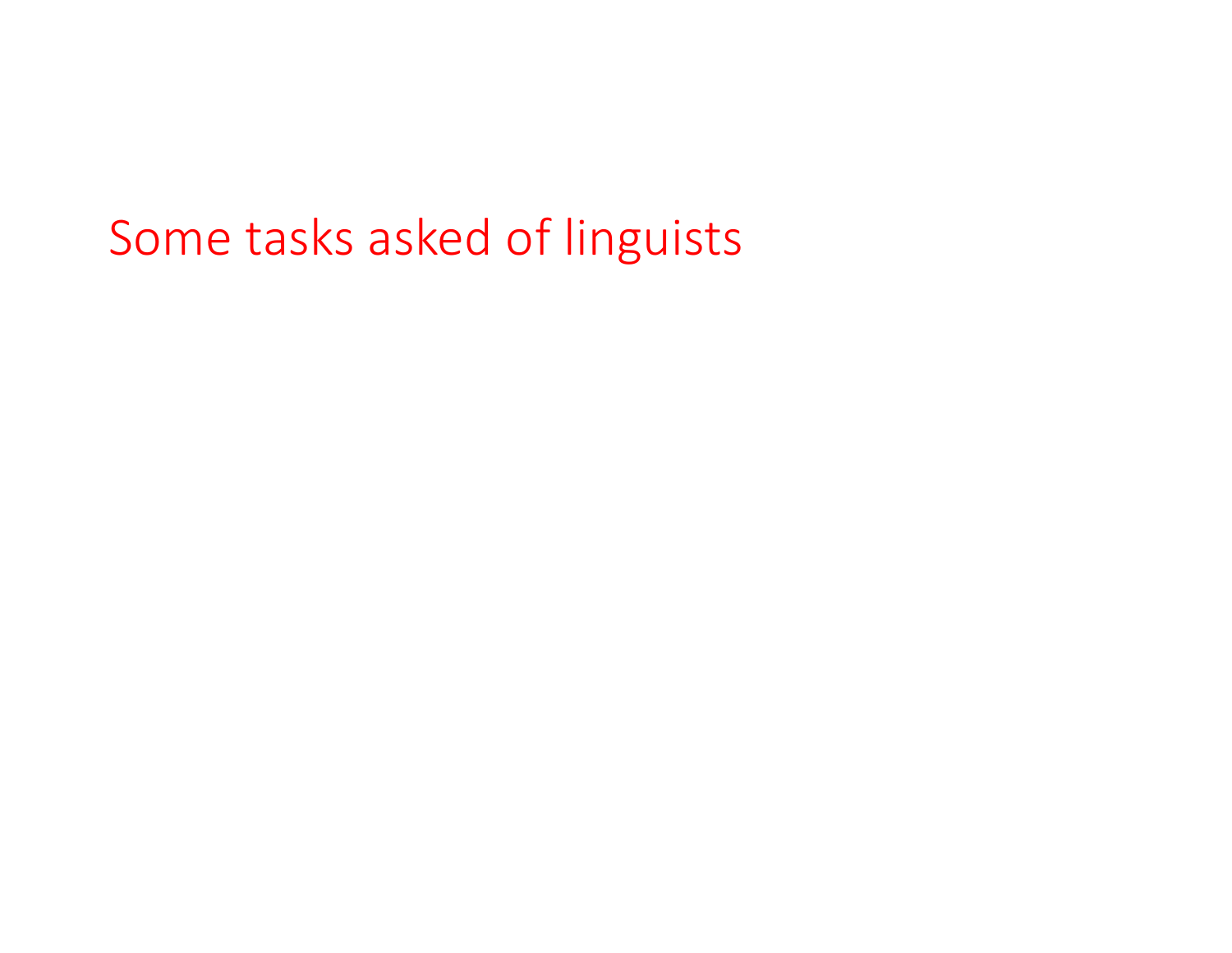# Some tasks asked of linguists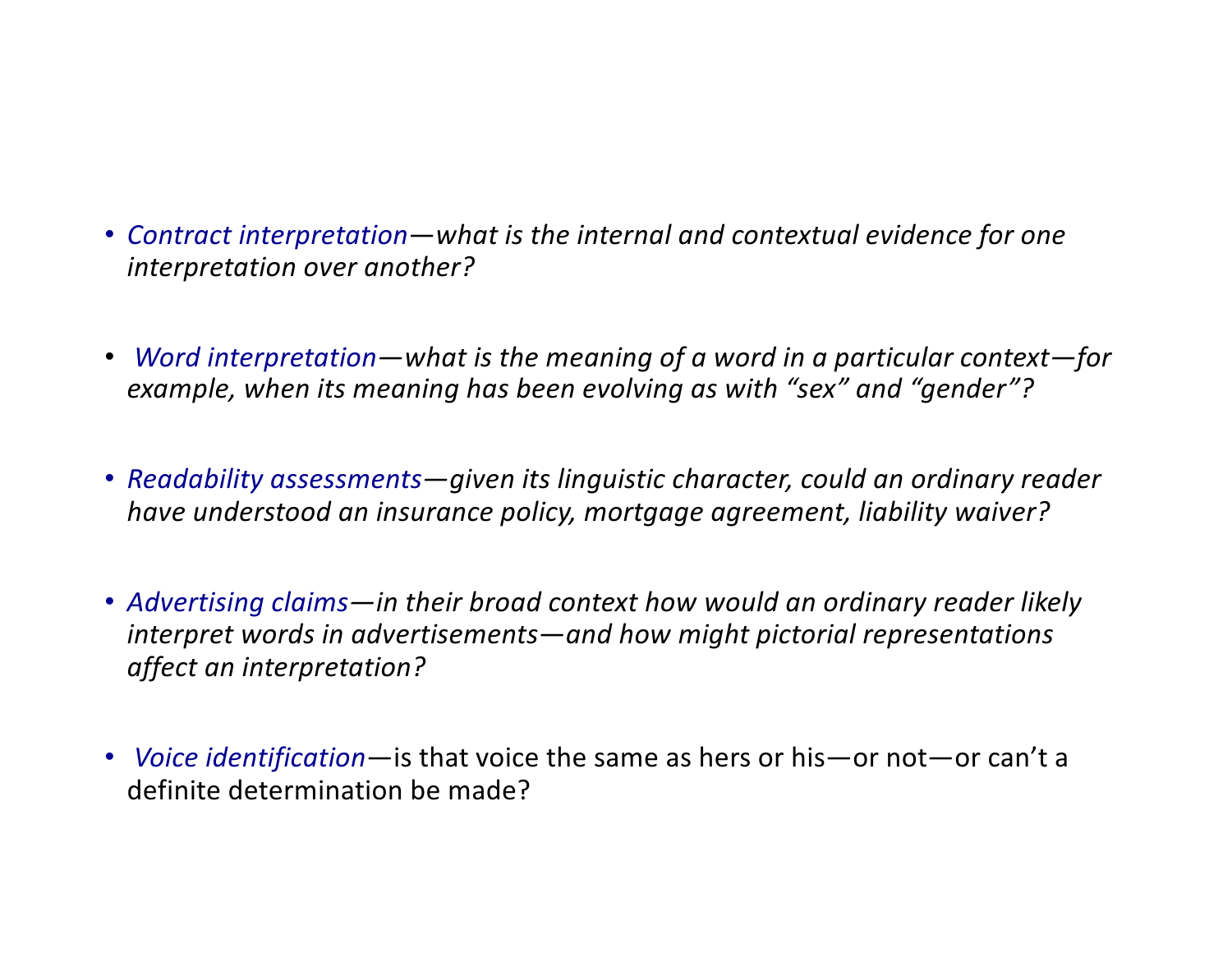- *Contract interpretation—what is the internal and contextual evidence for one interpretation over another?*

- *Word interpretation—what is the meaning of a word in a particular context—for example, when its meaning has been evolving as with "sex" and "gender"?*

- *Readability assessments—given its linguistic character, could an ordinary reader have understood an insurance policy, mortgage agreement, liability waiver?*

- *Advertising claims—in their broad context how would an ordinary reader likely interpret words in advertisements—and how might pictorial representations affect an interpretation?*

- *Voice identification*—is that voice the same as hers or his—or not—or can't a definite determination be made?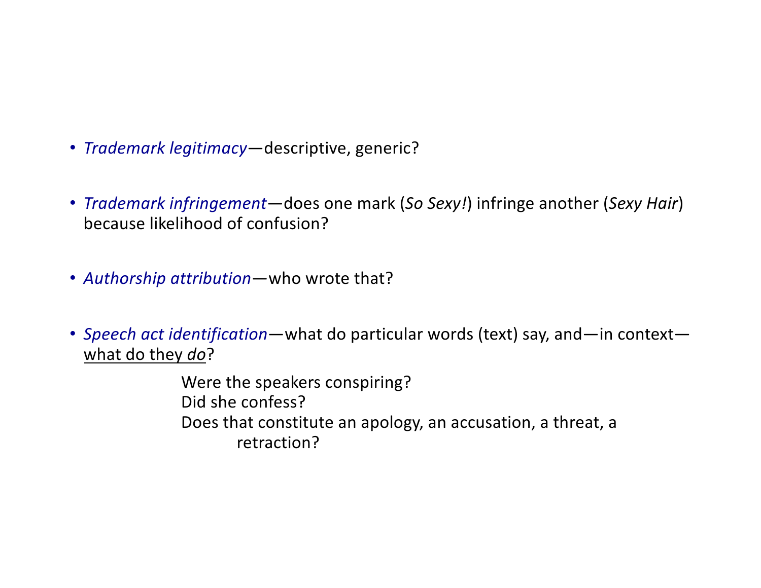- *Trademark legitimacy*—descriptive, generic?

- *Trademark infringement*—does one mark (*So Sexy!*) infringe another (*Sexy Hair*) because likelihood of confusion?

- *Authorship attribution*—who wrote that?

- *Speech act identification*—what do particular words (text) say, and—in context—<u>what do they *do*</u>?

  Were the speakers conspiring?
  Did she confess?
  Does that constitute an apology, an accusation, a threat, a retraction?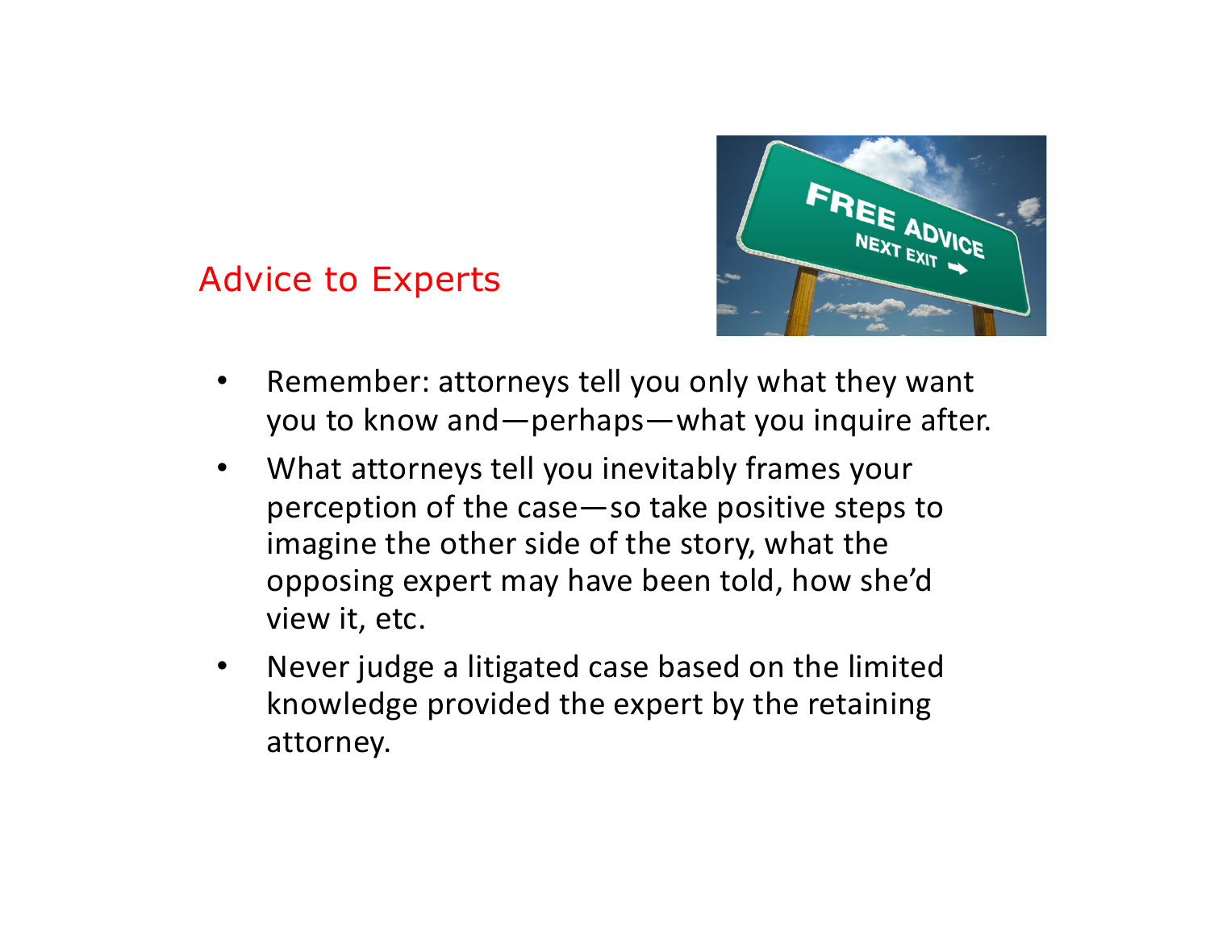## Advice to Experts

- Remember: attorneys tell you only what they want you to know and—perhaps—what you inquire after.
- What attorneys tell you inevitably frames your perception of the case—so take positive steps to imagine the other side of the story, what the opposing expert may have been told, how she'd view it, etc.
- Never judge a litigated case based on the limited knowledge provided the expert by the retaining attorney.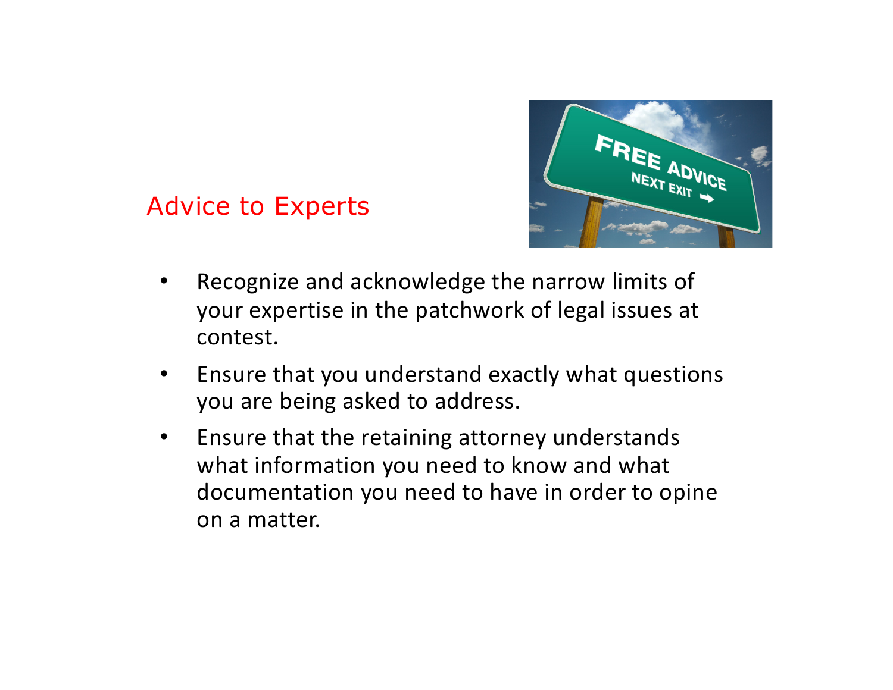## Advice to Experts

- Recognize and acknowledge the narrow limits of your expertise in the patchwork of legal issues at contest.
- Ensure that you understand exactly what questions you are being asked to address.
- Ensure that the retaining attorney understands what information you need to know and what documentation you need to have in order to opine on a matter.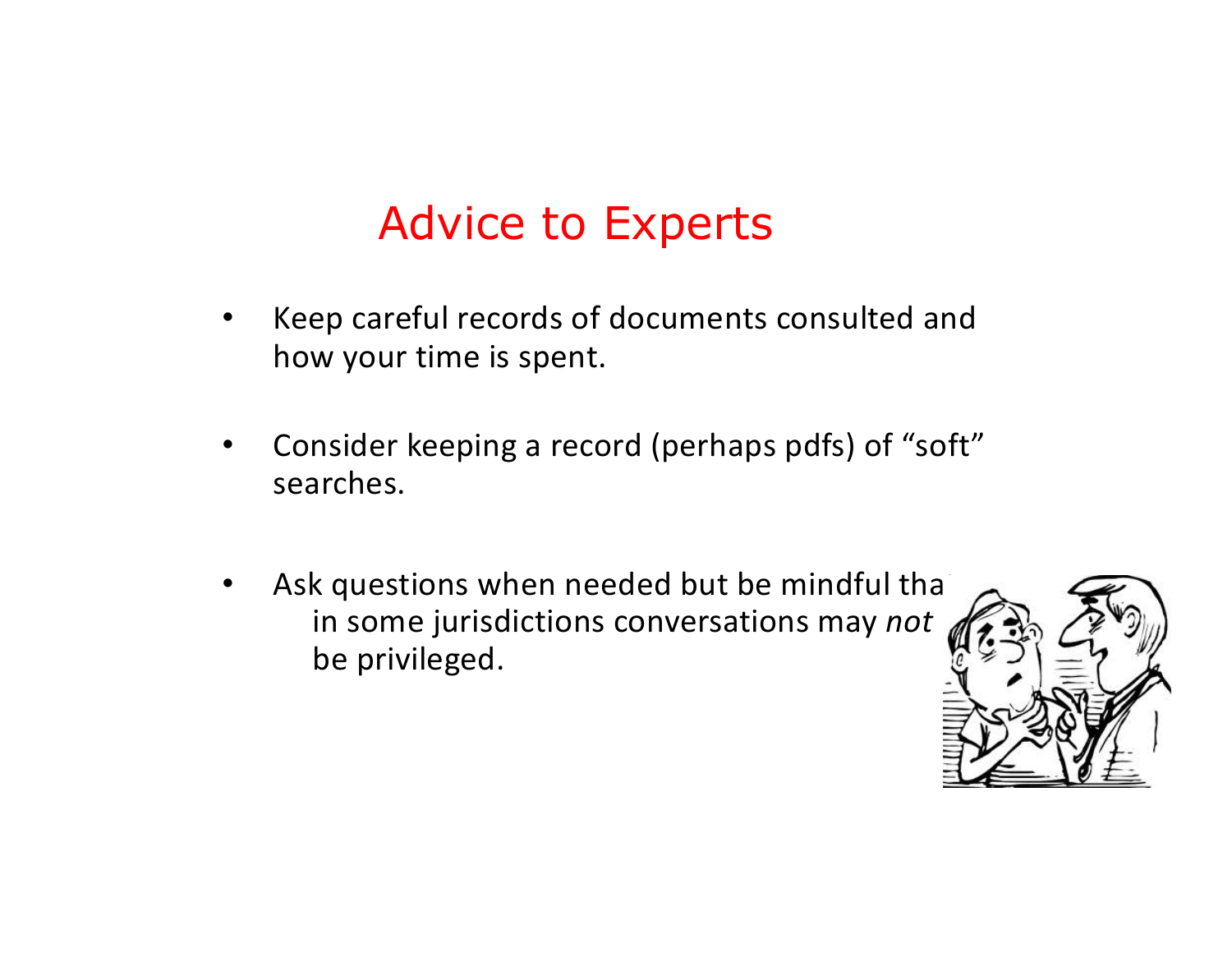# Advice to Experts

- Keep careful records of documents consulted and how your time is spent.
- Consider keeping a record (perhaps pdfs) of "soft" searches.
- Ask questions when needed but be mindful that in some jurisdictions conversations may *not* be privileged.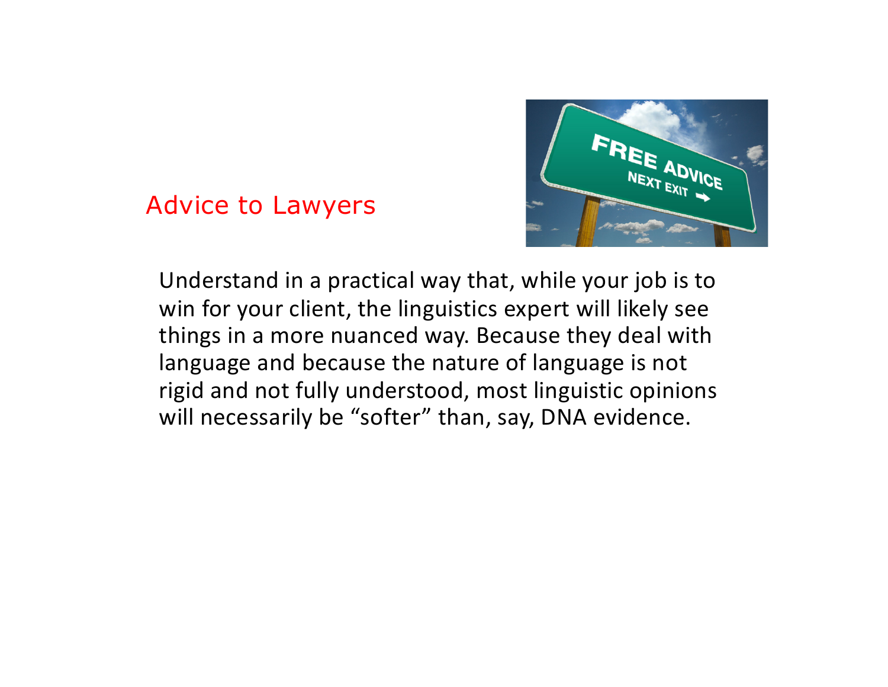## Advice to Lawyers

Understand in a practical way that, while your job is to win for your client, the linguistics expert will likely see things in a more nuanced way. Because they deal with language and because the nature of language is not rigid and not fully understood, most linguistic opinions will necessarily be "softer" than, say, DNA evidence.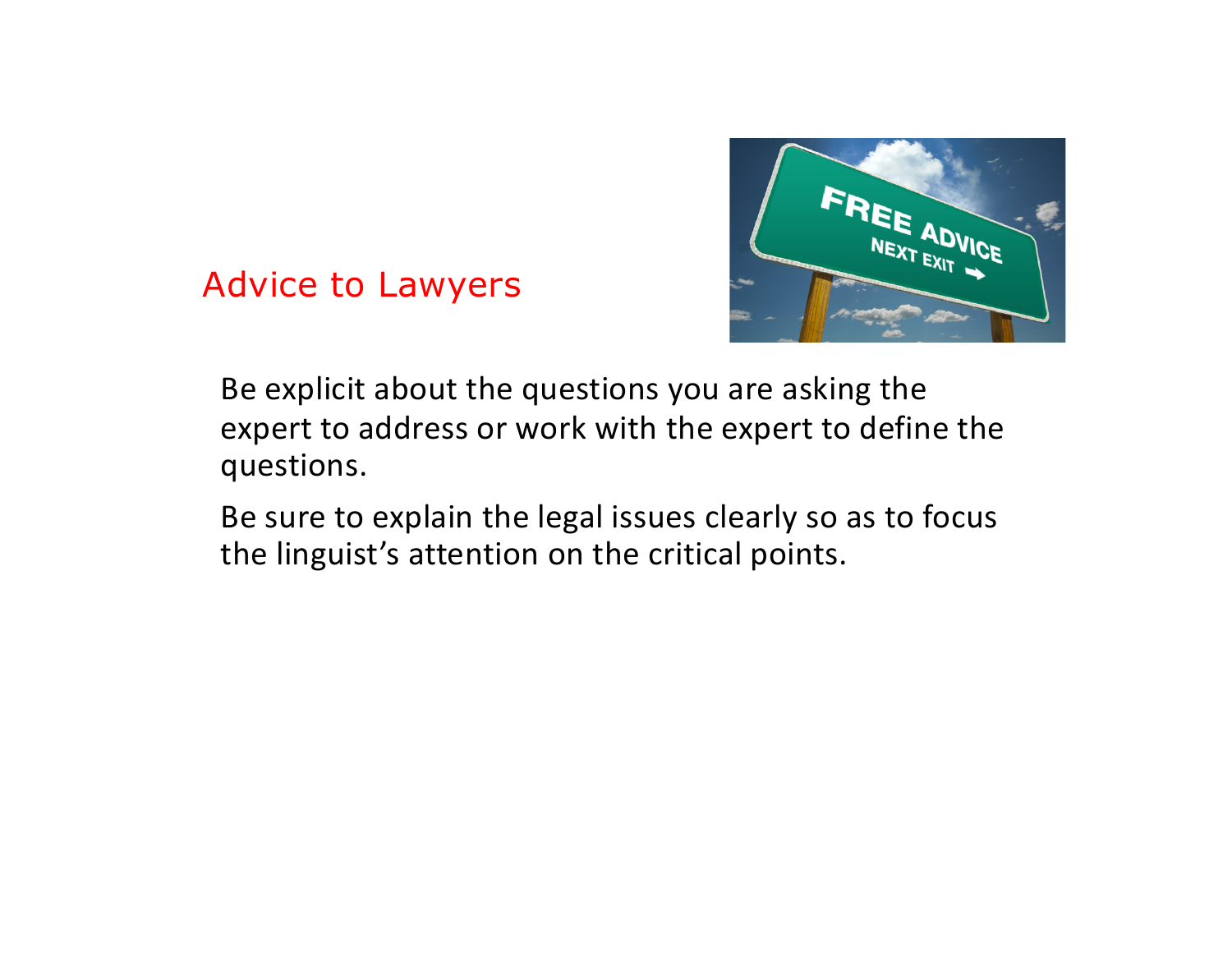# Advice to Lawyers

Be explicit about the questions you are asking the expert to address or work with the expert to define the questions.

Be sure to explain the legal issues clearly so as to focus the linguist's attention on the critical points.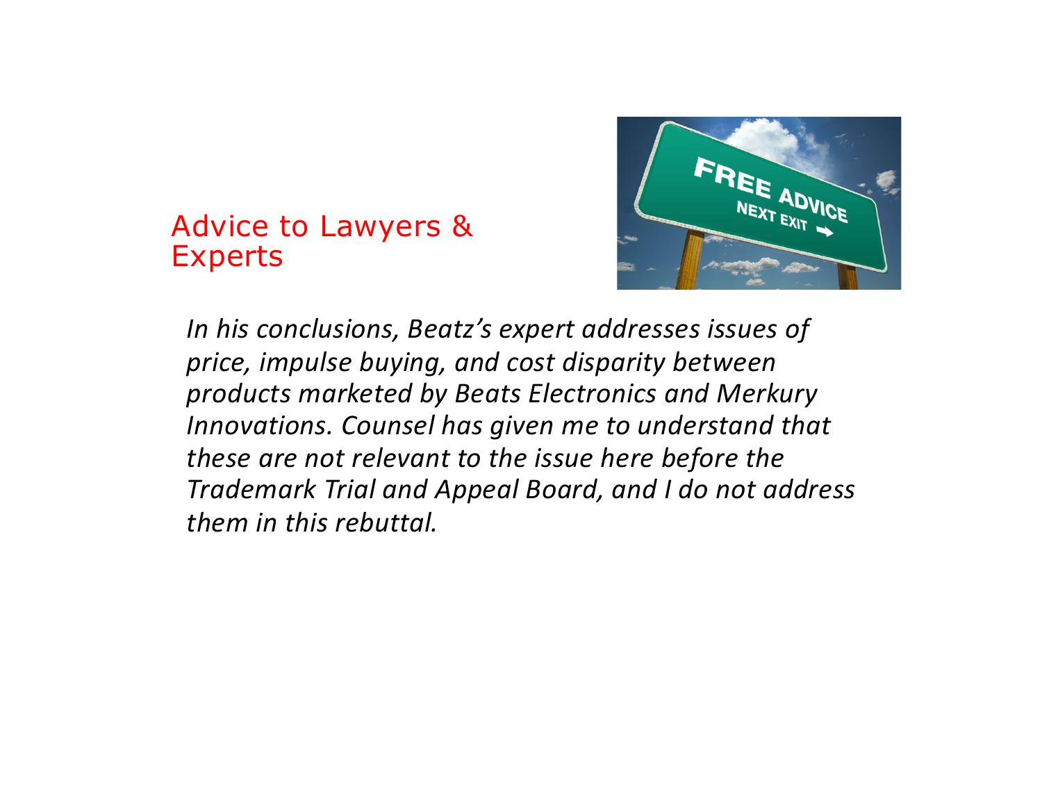## Advice to Lawyers & Experts

*In his conclusions, Beatz's expert addresses issues of price, impulse buying, and cost disparity between products marketed by Beats Electronics and Merkury Innovations. Counsel has given me to understand that these are not relevant to the issue here before the Trademark Trial and Appeal Board, and I do not address them in this rebuttal.*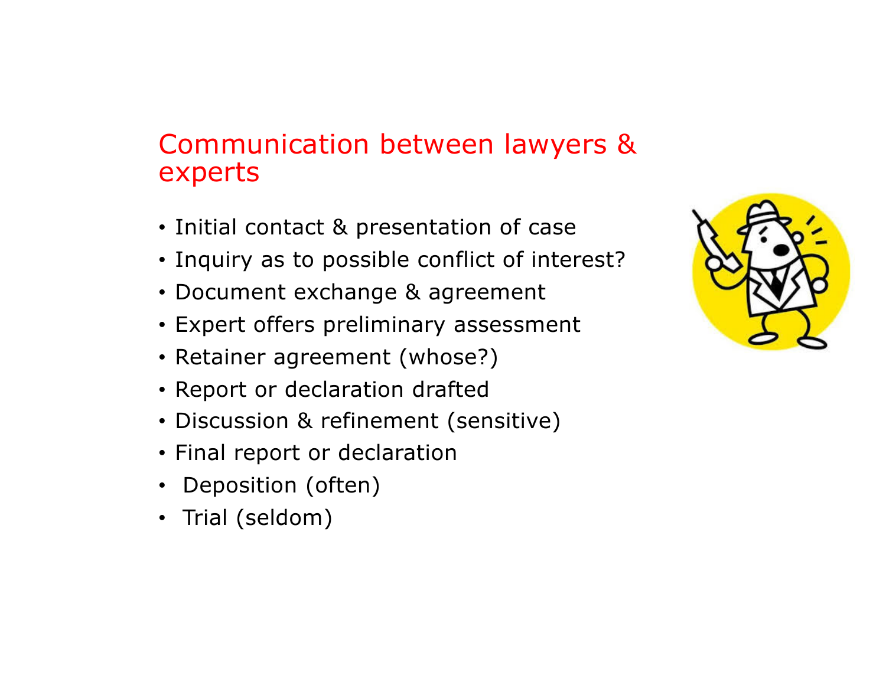## Communication between lawyers & experts

- Initial contact & presentation of case
- Inquiry as to possible conflict of interest?
- Document exchange & agreement
- Expert offers preliminary assessment
- Retainer agreement (whose?)
- Report or declaration drafted
- Discussion & refinement (sensitive)
- Final report or declaration
- Deposition (often)
- Trial (seldom)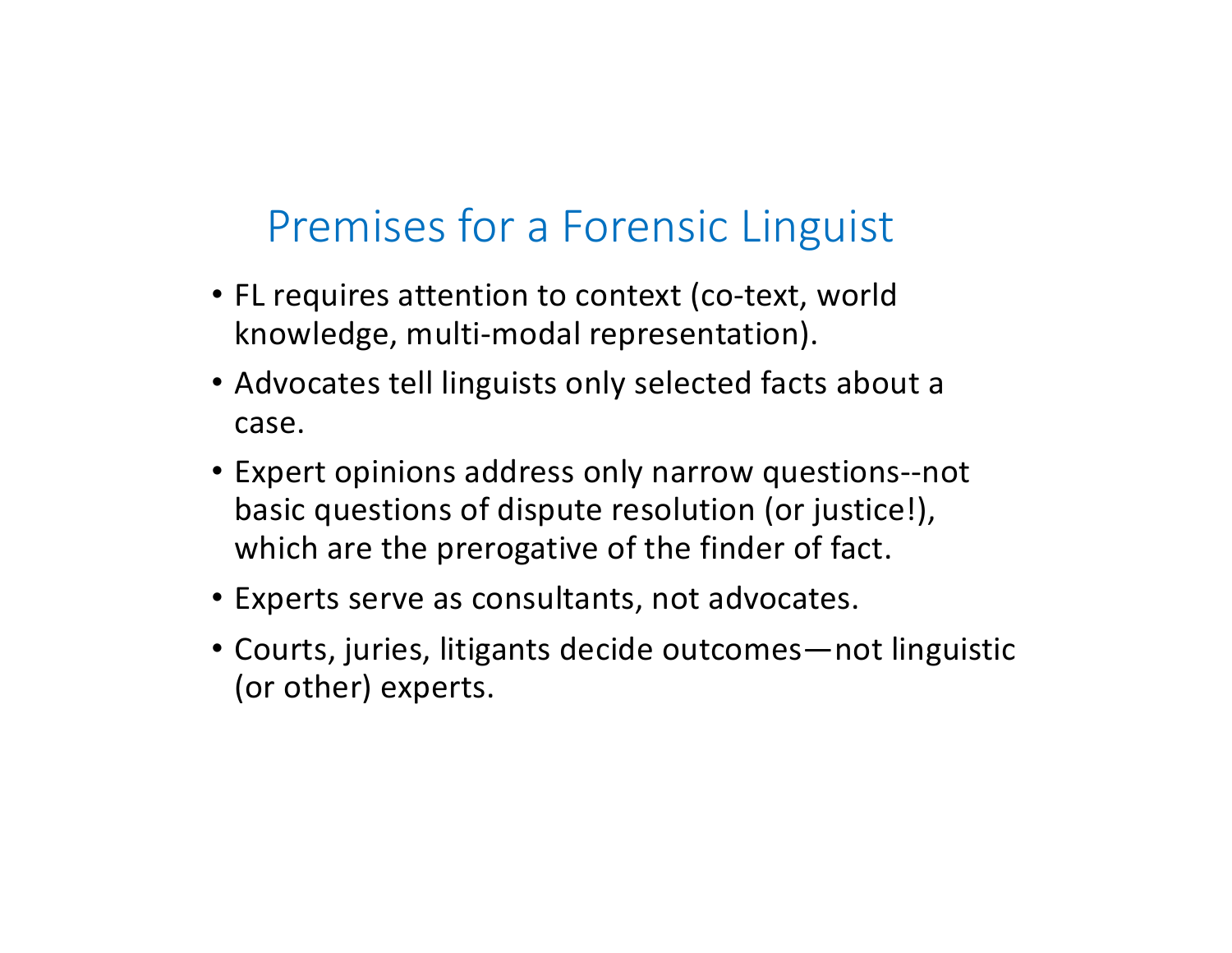# Premises for a Forensic Linguist

- FL requires attention to context (co-text, world knowledge, multi-modal representation).
- Advocates tell linguists only selected facts about a case.
- Expert opinions address only narrow questions--not basic questions of dispute resolution (or justice!), which are the prerogative of the finder of fact.
- Experts serve as consultants, not advocates.
- Courts, juries, litigants decide outcomes—not linguistic (or other) experts.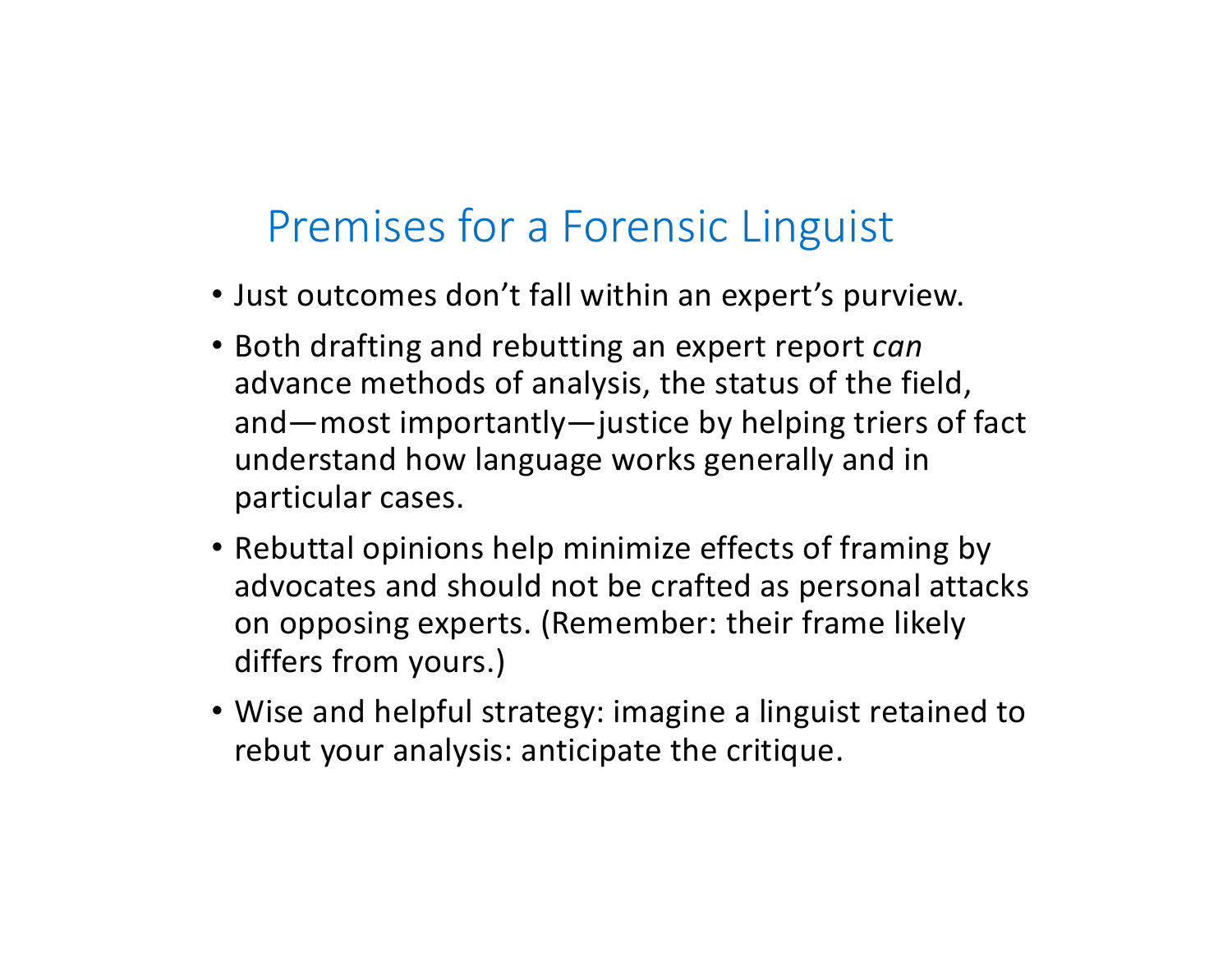# Premises for a Forensic Linguist

- Just outcomes don't fall within an expert's purview.
- Both drafting and rebutting an expert report *can* advance methods of analysis, the status of the field, and—most importantly—justice by helping triers of fact understand how language works generally and in particular cases.
- Rebuttal opinions help minimize effects of framing by advocates and should not be crafted as personal attacks on opposing experts. (Remember: their frame likely differs from yours.)
- Wise and helpful strategy: imagine a linguist retained to rebut your analysis: anticipate the critique.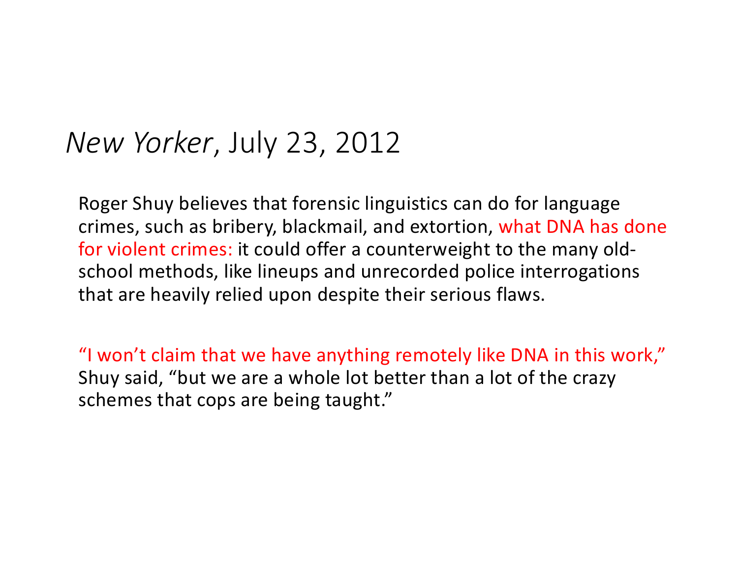# *New Yorker*, July 23, 2012

Roger Shuy believes that forensic linguistics can do for language crimes, such as bribery, blackmail, and extortion, what DNA has done for violent crimes: it could offer a counterweight to the many old-school methods, like lineups and unrecorded police interrogations that are heavily relied upon despite their serious flaws.

"I won't claim that we have anything remotely like DNA in this work," Shuy said, "but we are a whole lot better than a lot of the crazy schemes that cops are being taught."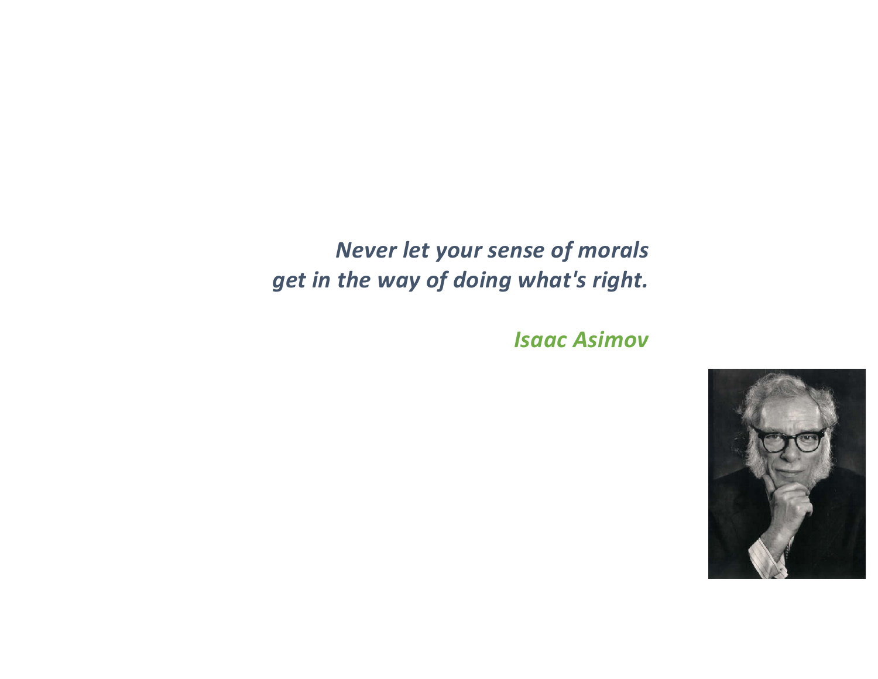*Never let your sense of morals*
*get in the way of doing what's right.*

*Isaac Asimov*